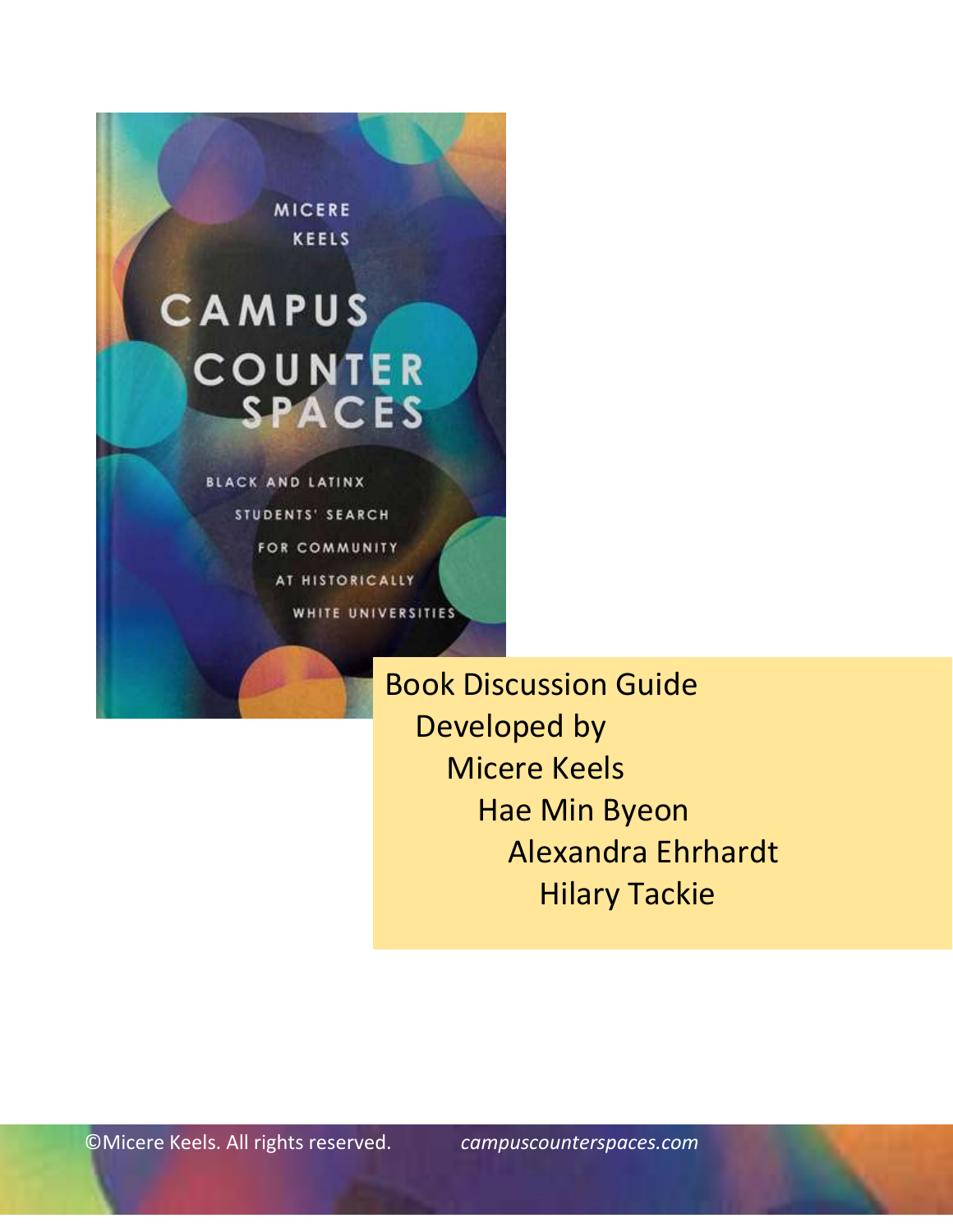MICERE KEELS

# CAMPUS COUNTER SPACES

BLACK AND LATINX STUDENTS' SEARCH FOR COMMUNITY AT HISTORICALLY WHITE UNIVERSITIES

Book Discussion Guide
Developed by
Micere Keels
Hae Min Byeon
Alexandra Ehrhardt
Hilary Tackie

©Micere Keels. All rights reserved. *campuscounterspaces.com*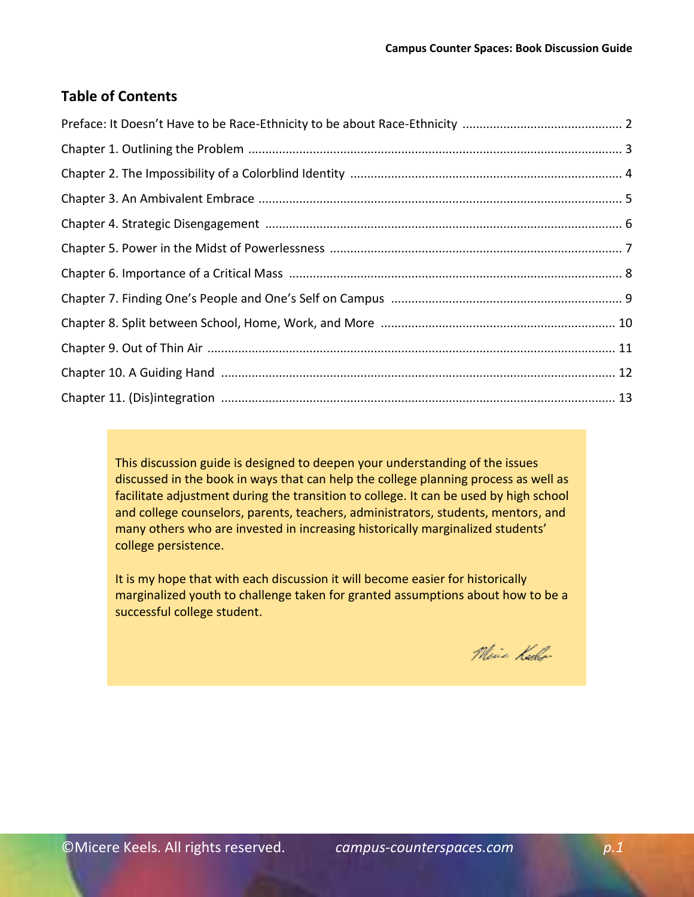## Table of Contents

Preface: It Doesn't Have to be Race-Ethnicity to be about Race-Ethnicity .............................................. 2

Chapter 1. Outlining the Problem .............................................................................................................. 3

Chapter 2. The Impossibility of a Colorblind Identity ............................................................................... 4

Chapter 3. An Ambivalent Embrace .......................................................................................................... 5

Chapter 4. Strategic Disengagement ......................................................................................................... 6

Chapter 5. Power in the Midst of Powerlessness ..................................................................................... 7

Chapter 6. Importance of a Critical Mass .................................................................................................. 8

Chapter 7. Finding One's People and One's Self on Campus .................................................................... 9

Chapter 8. Split between School, Home, Work, and More ..................................................................... 10

Chapter 9. Out of Thin Air ........................................................................................................................ 11

Chapter 10. A Guiding Hand .................................................................................................................... 12

Chapter 11. (Dis)integration .................................................................................................................... 13

This discussion guide is designed to deepen your understanding of the issues discussed in the book in ways that can help the college planning process as well as facilitate adjustment during the transition to college. It can be used by high school and college counselors, parents, teachers, administrators, students, mentors, and many others who are invested in increasing historically marginalized students' college persistence.

It is my hope that with each discussion it will become easier for historically marginalized youth to challenge taken for granted assumptions about how to be a successful college student.

Micere Keels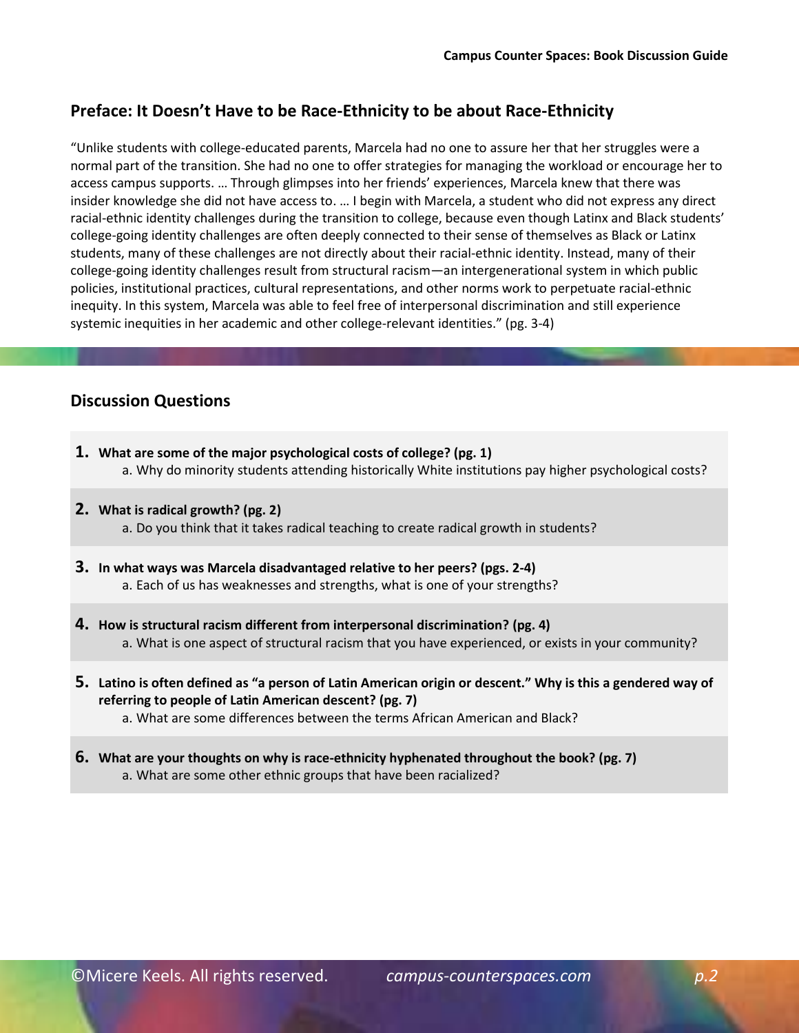## Preface: It Doesn't Have to be Race-Ethnicity to be about Race-Ethnicity

"Unlike students with college-educated parents, Marcela had no one to assure her that her struggles were a normal part of the transition. She had no one to offer strategies for managing the workload or encourage her to access campus supports. … Through glimpses into her friends' experiences, Marcela knew that there was insider knowledge she did not have access to. … I begin with Marcela, a student who did not express any direct racial-ethnic identity challenges during the transition to college, because even though Latinx and Black students' college-going identity challenges are often deeply connected to their sense of themselves as Black or Latinx students, many of these challenges are not directly about their racial-ethnic identity. Instead, many of their college-going identity challenges result from structural racism—an intergenerational system in which public policies, institutional practices, cultural representations, and other norms work to perpetuate racial-ethnic inequity. In this system, Marcela was able to feel free of interpersonal discrimination and still experience systemic inequities in her academic and other college-relevant identities." (pg. 3-4)

## Discussion Questions

1. **What are some of the major psychological costs of college? (pg. 1)**
   a. Why do minority students attending historically White institutions pay higher psychological costs?

2. **What is radical growth? (pg. 2)**
   a. Do you think that it takes radical teaching to create radical growth in students?

3. **In what ways was Marcela disadvantaged relative to her peers? (pgs. 2-4)**
   a. Each of us has weaknesses and strengths, what is one of your strengths?

4. **How is structural racism different from interpersonal discrimination? (pg. 4)**
   a. What is one aspect of structural racism that you have experienced, or exists in your community?

5. **Latino is often defined as "a person of Latin American origin or descent." Why is this a gendered way of referring to people of Latin American descent? (pg. 7)**
   a. What are some differences between the terms African American and Black?

6. **What are your thoughts on why is race-ethnicity hyphenated throughout the book? (pg. 7)**
   a. What are some other ethnic groups that have been racialized?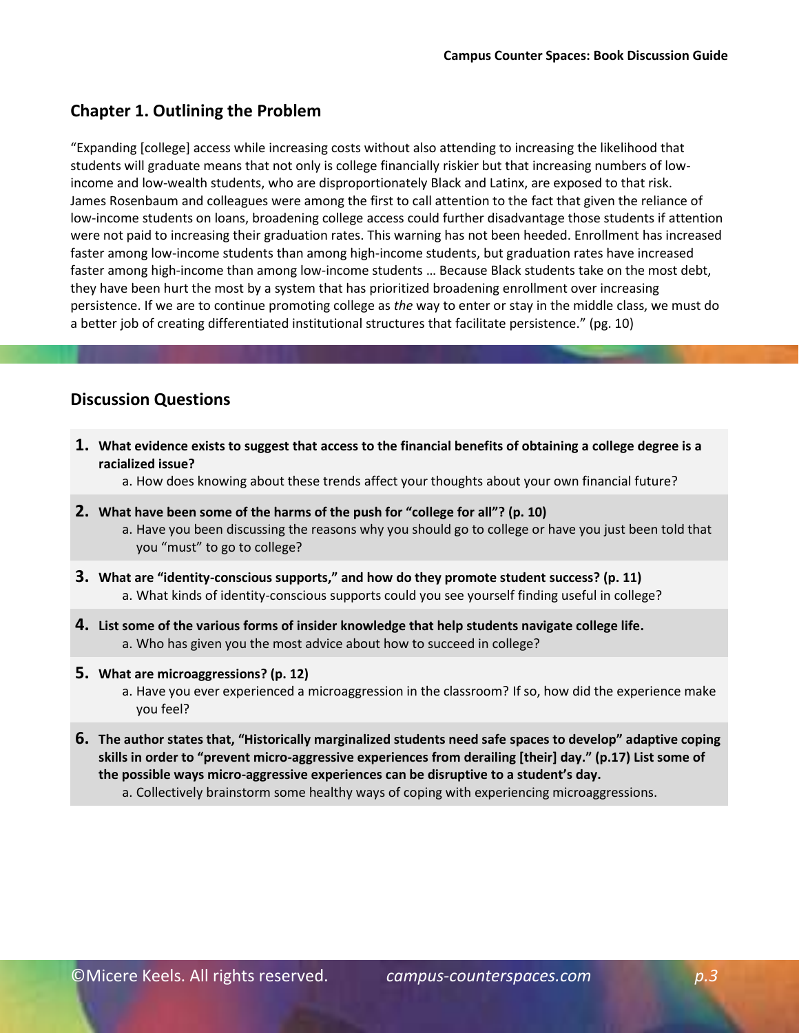## Chapter 1. Outlining the Problem

"Expanding [college] access while increasing costs without also attending to increasing the likelihood that students will graduate means that not only is college financially riskier but that increasing numbers of low-income and low-wealth students, who are disproportionately Black and Latinx, are exposed to that risk. James Rosenbaum and colleagues were among the first to call attention to the fact that given the reliance of low-income students on loans, broadening college access could further disadvantage those students if attention were not paid to increasing their graduation rates. This warning has not been heeded. Enrollment has increased faster among low-income students than among high-income students, but graduation rates have increased faster among high-income than among low-income students … Because Black students take on the most debt, they have been hurt the most by a system that has prioritized broadening enrollment over increasing persistence. If we are to continue promoting college as *the* way to enter or stay in the middle class, we must do a better job of creating differentiated institutional structures that facilitate persistence." (pg. 10)

## Discussion Questions

1. **What evidence exists to suggest that access to the financial benefits of obtaining a college degree is a racialized issue?**
   a. How does knowing about these trends affect your thoughts about your own financial future?

2. **What have been some of the harms of the push for "college for all"? (p. 10)**
   a. Have you been discussing the reasons why you should go to college or have you just been told that you "must" to go to college?

3. **What are "identity-conscious supports," and how do they promote student success? (p. 11)**
   a. What kinds of identity-conscious supports could you see yourself finding useful in college?

4. **List some of the various forms of insider knowledge that help students navigate college life.**
   a. Who has given you the most advice about how to succeed in college?

5. **What are microaggressions? (p. 12)**
   a. Have you ever experienced a microaggression in the classroom? If so, how did the experience make you feel?

6. **The author states that, "Historically marginalized students need safe spaces to develop" adaptive coping skills in order to "prevent micro-aggressive experiences from derailing [their] day." (p.17) List some of the possible ways micro-aggressive experiences can be disruptive to a student's day.**
   a. Collectively brainstorm some healthy ways of coping with experiencing microaggressions.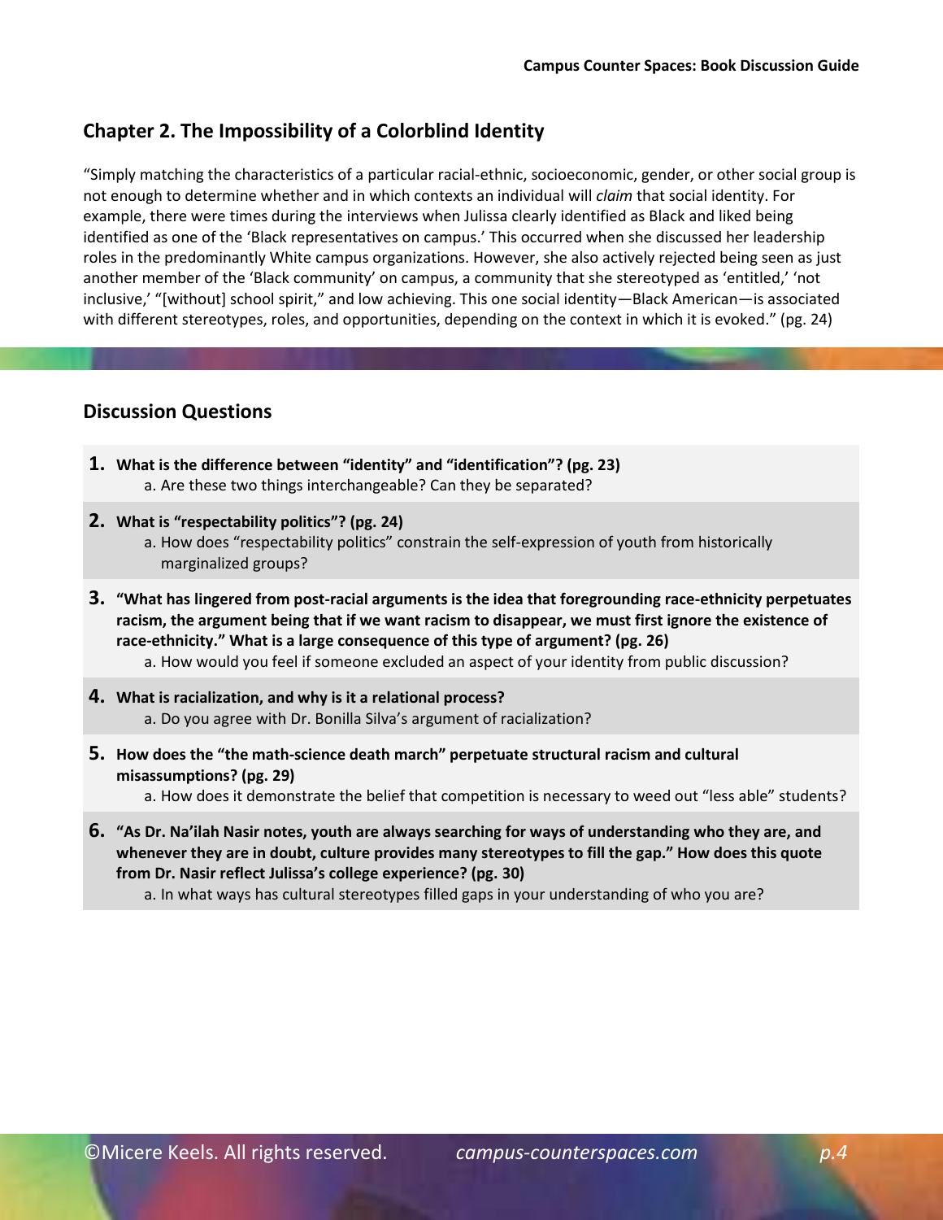## Chapter 2. The Impossibility of a Colorblind Identity

"Simply matching the characteristics of a particular racial-ethnic, socioeconomic, gender, or other social group is not enough to determine whether and in which contexts an individual will *claim* that social identity. For example, there were times during the interviews when Julissa clearly identified as Black and liked being identified as one of the 'Black representatives on campus.' This occurred when she discussed her leadership roles in the predominantly White campus organizations. However, she also actively rejected being seen as just another member of the 'Black community' on campus, a community that she stereotyped as 'entitled,' 'not inclusive,' "[without] school spirit," and low achieving. This one social identity—Black American—is associated with different stereotypes, roles, and opportunities, depending on the context in which it is evoked." (pg. 24)

### Discussion Questions

1. **What is the difference between "identity" and "identification"? (pg. 23)**
   a. Are these two things interchangeable? Can they be separated?
2. **What is "respectability politics"? (pg. 24)**
   a. How does "respectability politics" constrain the self-expression of youth from historically marginalized groups?
3. **"What has lingered from post-racial arguments is the idea that foregrounding race-ethnicity perpetuates racism, the argument being that if we want racism to disappear, we must first ignore the existence of race-ethnicity." What is a large consequence of this type of argument? (pg. 26)**
   a. How would you feel if someone excluded an aspect of your identity from public discussion?
4. **What is racialization, and why is it a relational process?**
   a. Do you agree with Dr. Bonilla Silva's argument of racialization?
5. **How does the "the math-science death march" perpetuate structural racism and cultural misassumptions? (pg. 29)**
   a. How does it demonstrate the belief that competition is necessary to weed out "less able" students?
6. **"As Dr. Na'ilah Nasir notes, youth are always searching for ways of understanding who they are, and whenever they are in doubt, culture provides many stereotypes to fill the gap." How does this quote from Dr. Nasir reflect Julissa's college experience? (pg. 30)**
   a. In what ways has cultural stereotypes filled gaps in your understanding of who you are?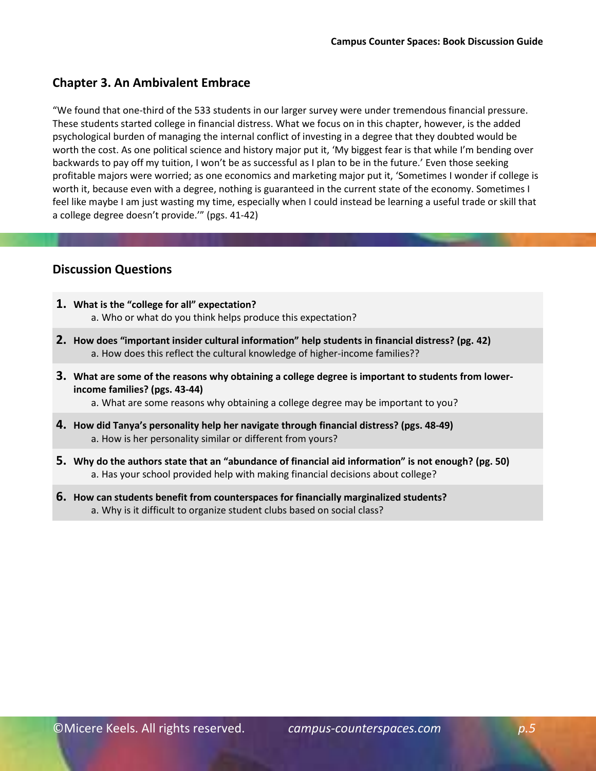## Chapter 3. An Ambivalent Embrace

"We found that one-third of the 533 students in our larger survey were under tremendous financial pressure. These students started college in financial distress. What we focus on in this chapter, however, is the added psychological burden of managing the internal conflict of investing in a degree that they doubted would be worth the cost. As one political science and history major put it, 'My biggest fear is that while I'm bending over backwards to pay off my tuition, I won't be as successful as I plan to be in the future.' Even those seeking profitable majors were worried; as one economics and marketing major put it, 'Sometimes I wonder if college is worth it, because even with a degree, nothing is guaranteed in the current state of the economy. Sometimes I feel like maybe I am just wasting my time, especially when I could instead be learning a useful trade or skill that a college degree doesn't provide.'" (pgs. 41-42)

## Discussion Questions

1. **What is the "college for all" expectation?**
   a. Who or what do you think helps produce this expectation?
2. **How does "important insider cultural information" help students in financial distress? (pg. 42)**
   a. How does this reflect the cultural knowledge of higher-income families??
3. **What are some of the reasons why obtaining a college degree is important to students from lower-income families? (pgs. 43-44)**
   a. What are some reasons why obtaining a college degree may be important to you?
4. **How did Tanya's personality help her navigate through financial distress? (pgs. 48-49)**
   a. How is her personality similar or different from yours?
5. **Why do the authors state that an "abundance of financial aid information" is not enough? (pg. 50)**
   a. Has your school provided help with making financial decisions about college?
6. **How can students benefit from counterspaces for financially marginalized students?**
   a. Why is it difficult to organize student clubs based on social class?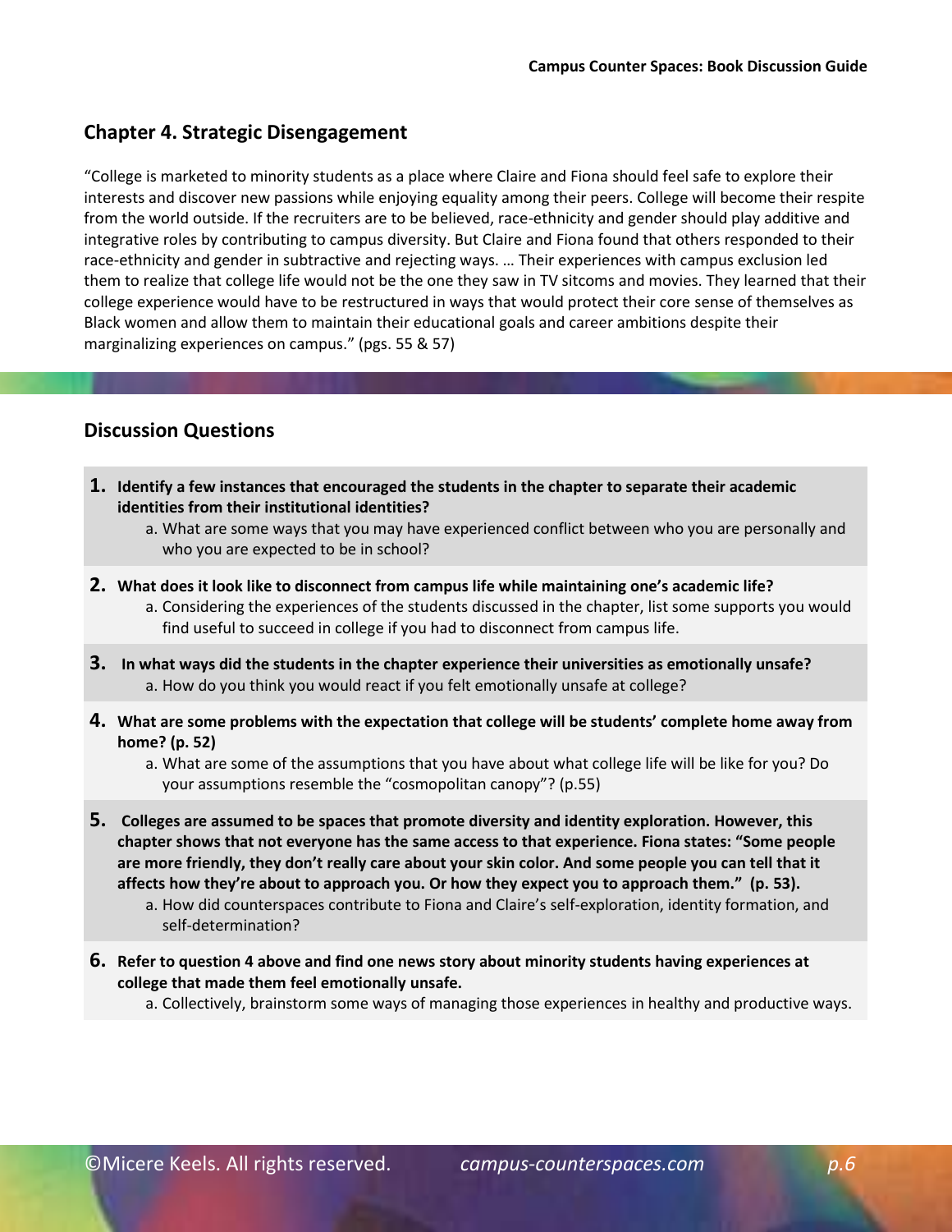## Chapter 4. Strategic Disengagement

"College is marketed to minority students as a place where Claire and Fiona should feel safe to explore their interests and discover new passions while enjoying equality among their peers. College will become their respite from the world outside. If the recruiters are to be believed, race-ethnicity and gender should play additive and integrative roles by contributing to campus diversity. But Claire and Fiona found that others responded to their race-ethnicity and gender in subtractive and rejecting ways. … Their experiences with campus exclusion led them to realize that college life would not be the one they saw in TV sitcoms and movies. They learned that their college experience would have to be restructured in ways that would protect their core sense of themselves as Black women and allow them to maintain their educational goals and career ambitions despite their marginalizing experiences on campus." (pgs. 55 & 57)

## Discussion Questions

1. **Identify a few instances that encouraged the students in the chapter to separate their academic identities from their institutional identities?**
   a. What are some ways that you may have experienced conflict between who you are personally and who you are expected to be in school?

2. **What does it look like to disconnect from campus life while maintaining one's academic life?**
   a. Considering the experiences of the students discussed in the chapter, list some supports you would find useful to succeed in college if you had to disconnect from campus life.

3. **In what ways did the students in the chapter experience their universities as emotionally unsafe?**
   a. How do you think you would react if you felt emotionally unsafe at college?

4. **What are some problems with the expectation that college will be students' complete home away from home? (p. 52)**
   a. What are some of the assumptions that you have about what college life will be like for you? Do your assumptions resemble the "cosmopolitan canopy"? (p.55)

5. **Colleges are assumed to be spaces that promote diversity and identity exploration. However, this chapter shows that not everyone has the same access to that experience. Fiona states: "Some people are more friendly, they don't really care about your skin color. And some people you can tell that it affects how they're about to approach you. Or how they expect you to approach them." (p. 53).**
   a. How did counterspaces contribute to Fiona and Claire's self-exploration, identity formation, and self-determination?

6. **Refer to question 4 above and find one news story about minority students having experiences at college that made them feel emotionally unsafe.**
   a. Collectively, brainstorm some ways of managing those experiences in healthy and productive ways.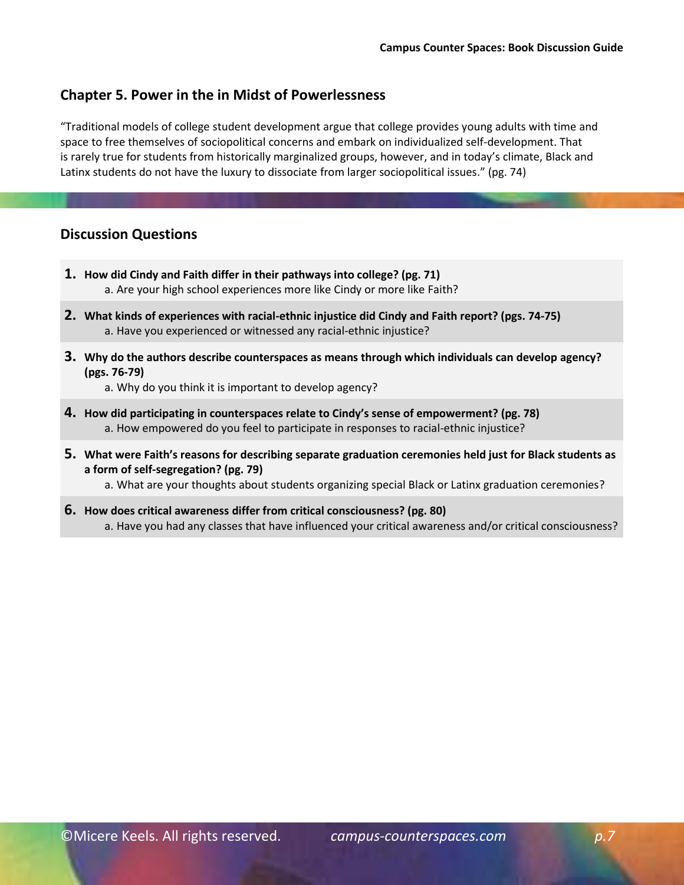## Chapter 5. Power in the in Midst of Powerlessness

"Traditional models of college student development argue that college provides young adults with time and space to free themselves of sociopolitical concerns and embark on individualized self-development. That is rarely true for students from historically marginalized groups, however, and in today's climate, Black and Latinx students do not have the luxury to dissociate from larger sociopolitical issues." (pg. 74)

## Discussion Questions

1. **How did Cindy and Faith differ in their pathways into college? (pg. 71)**
   a. Are your high school experiences more like Cindy or more like Faith?
2. **What kinds of experiences with racial-ethnic injustice did Cindy and Faith report? (pgs. 74-75)**
   a. Have you experienced or witnessed any racial-ethnic injustice?
3. **Why do the authors describe counterspaces as means through which individuals can develop agency? (pgs. 76-79)**
   a. Why do you think it is important to develop agency?
4. **How did participating in counterspaces relate to Cindy's sense of empowerment? (pg. 78)**
   a. How empowered do you feel to participate in responses to racial-ethnic injustice?
5. **What were Faith's reasons for describing separate graduation ceremonies held just for Black students as a form of self-segregation? (pg. 79)**
   a. What are your thoughts about students organizing special Black or Latinx graduation ceremonies?
6. **How does critical awareness differ from critical consciousness? (pg. 80)**
   a. Have you had any classes that have influenced your critical awareness and/or critical consciousness?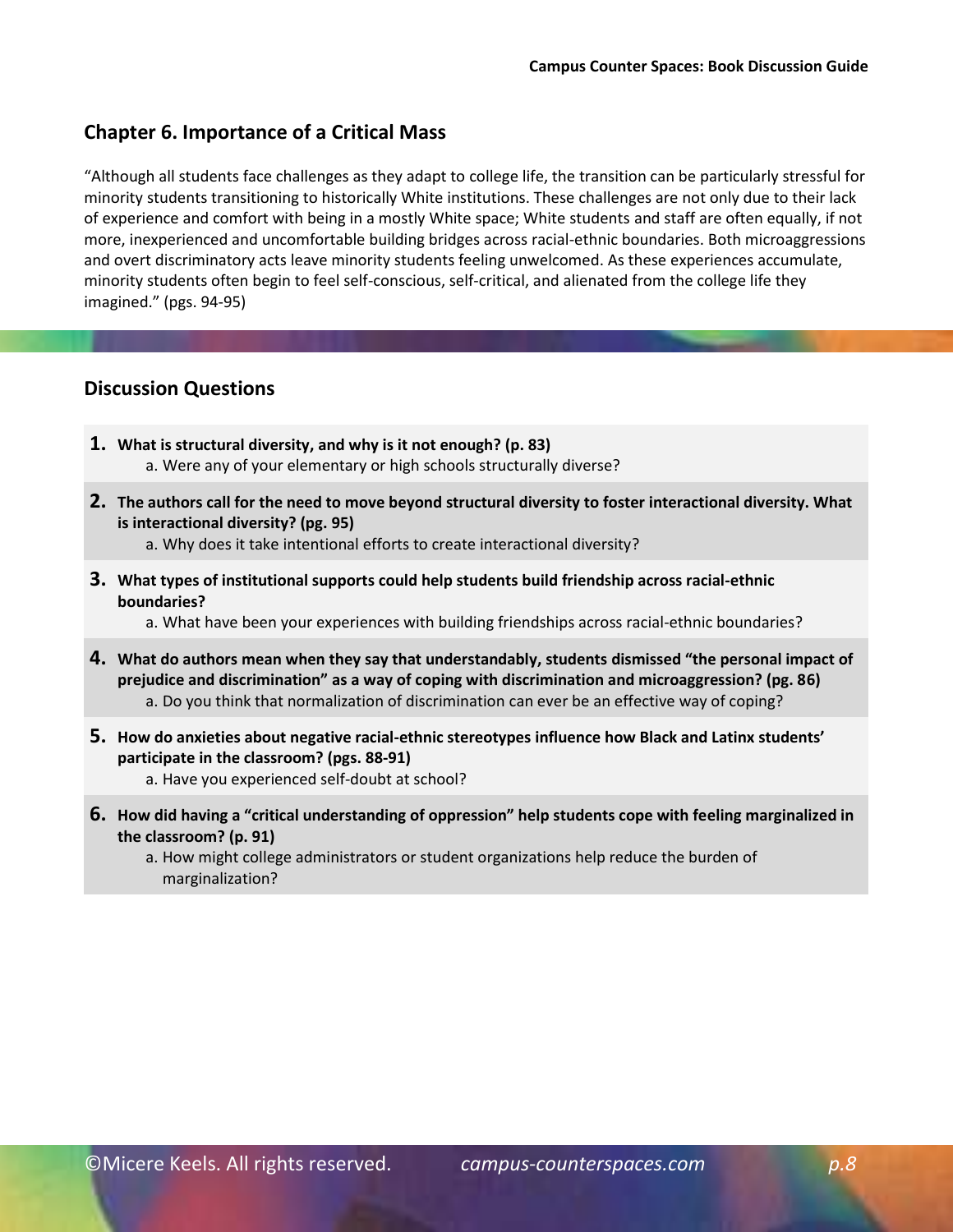## Chapter 6. Importance of a Critical Mass

"Although all students face challenges as they adapt to college life, the transition can be particularly stressful for minority students transitioning to historically White institutions. These challenges are not only due to their lack of experience and comfort with being in a mostly White space; White students and staff are often equally, if not more, inexperienced and uncomfortable building bridges across racial-ethnic boundaries. Both microaggressions and overt discriminatory acts leave minority students feeling unwelcomed. As these experiences accumulate, minority students often begin to feel self-conscious, self-critical, and alienated from the college life they imagined." (pgs. 94-95)

## Discussion Questions

1. **What is structural diversity, and why is it not enough? (p. 83)**
   a. Were any of your elementary or high schools structurally diverse?
2. **The authors call for the need to move beyond structural diversity to foster interactional diversity. What is interactional diversity? (pg. 95)**
   a. Why does it take intentional efforts to create interactional diversity?
3. **What types of institutional supports could help students build friendship across racial-ethnic boundaries?**
   a. What have been your experiences with building friendships across racial-ethnic boundaries?
4. **What do authors mean when they say that understandably, students dismissed "the personal impact of prejudice and discrimination" as a way of coping with discrimination and microaggression? (pg. 86)**
   a. Do you think that normalization of discrimination can ever be an effective way of coping?
5. **How do anxieties about negative racial-ethnic stereotypes influence how Black and Latinx students' participate in the classroom? (pgs. 88-91)**
   a. Have you experienced self-doubt at school?
6. **How did having a "critical understanding of oppression" help students cope with feeling marginalized in the classroom? (p. 91)**
   a. How might college administrators or student organizations help reduce the burden of marginalization?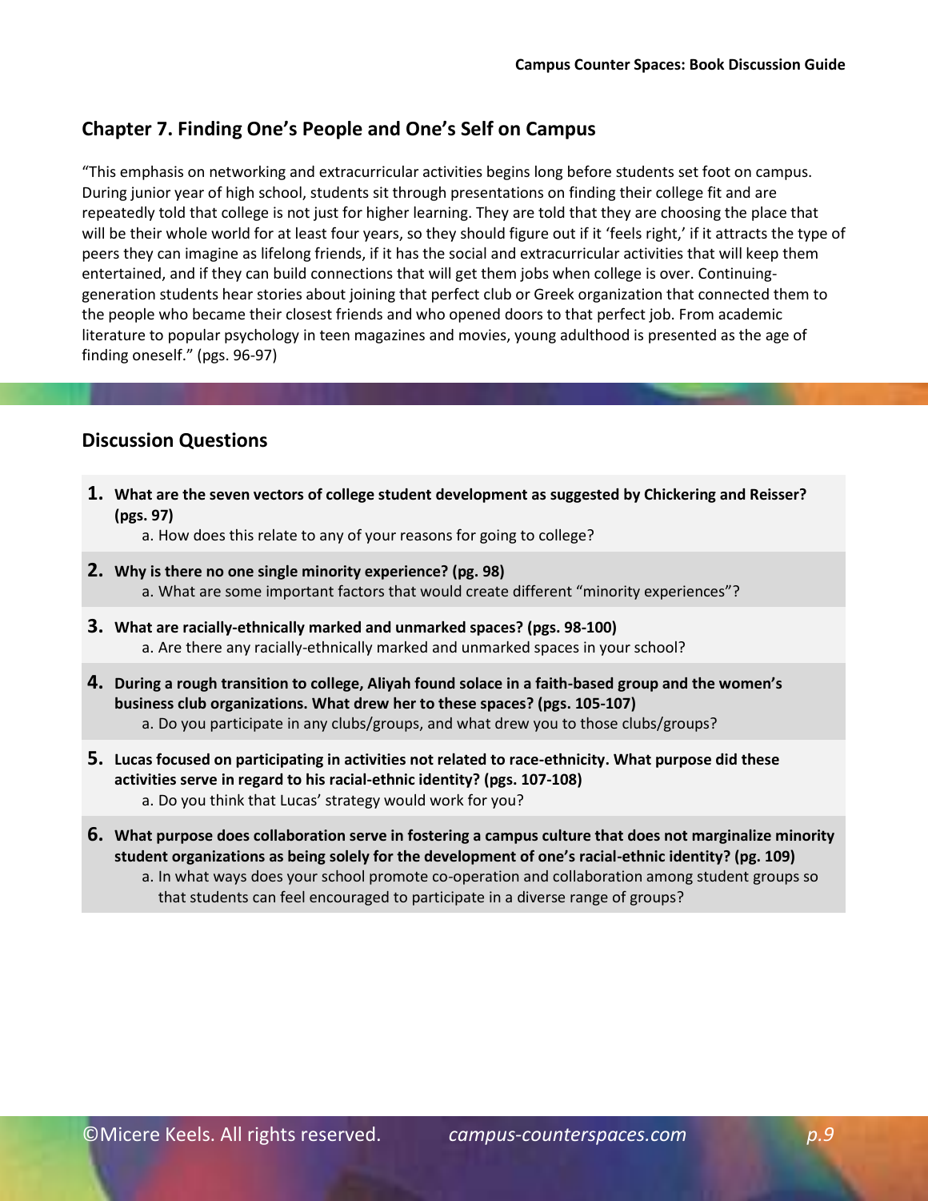## Chapter 7. Finding One's People and One's Self on Campus

"This emphasis on networking and extracurricular activities begins long before students set foot on campus. During junior year of high school, students sit through presentations on finding their college fit and are repeatedly told that college is not just for higher learning. They are told that they are choosing the place that will be their whole world for at least four years, so they should figure out if it 'feels right,' if it attracts the type of peers they can imagine as lifelong friends, if it has the social and extracurricular activities that will keep them entertained, and if they can build connections that will get them jobs when college is over. Continuing-generation students hear stories about joining that perfect club or Greek organization that connected them to the people who became their closest friends and who opened doors to that perfect job. From academic literature to popular psychology in teen magazines and movies, young adulthood is presented as the age of finding oneself." (pgs. 96-97)

## Discussion Questions

1. **What are the seven vectors of college student development as suggested by Chickering and Reisser? (pgs. 97)**
   a. How does this relate to any of your reasons for going to college?
2. **Why is there no one single minority experience? (pg. 98)**
   a. What are some important factors that would create different "minority experiences"?
3. **What are racially-ethnically marked and unmarked spaces? (pgs. 98-100)**
   a. Are there any racially-ethnically marked and unmarked spaces in your school?
4. **During a rough transition to college, Aliyah found solace in a faith-based group and the women's business club organizations. What drew her to these spaces? (pgs. 105-107)**
   a. Do you participate in any clubs/groups, and what drew you to those clubs/groups?
5. **Lucas focused on participating in activities not related to race-ethnicity. What purpose did these activities serve in regard to his racial-ethnic identity? (pgs. 107-108)**
   a. Do you think that Lucas' strategy would work for you?
6. **What purpose does collaboration serve in fostering a campus culture that does not marginalize minority student organizations as being solely for the development of one's racial-ethnic identity? (pg. 109)**
   a. In what ways does your school promote co-operation and collaboration among student groups so that students can feel encouraged to participate in a diverse range of groups?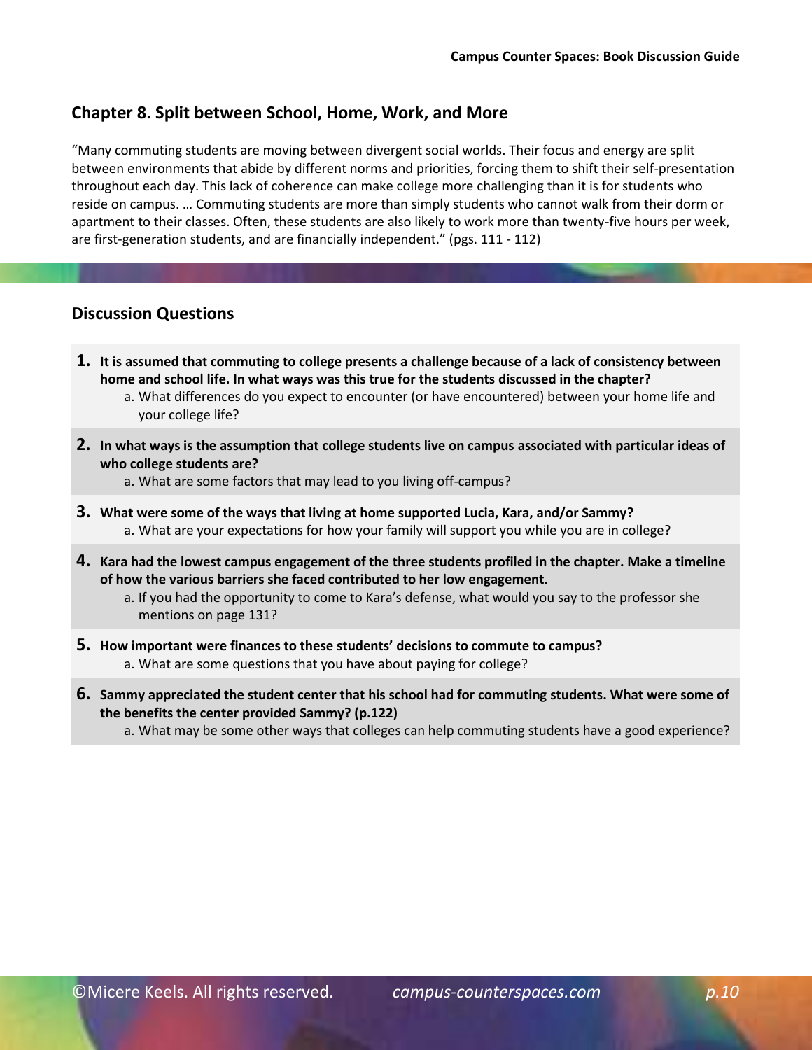## Chapter 8. Split between School, Home, Work, and More

"Many commuting students are moving between divergent social worlds. Their focus and energy are split between environments that abide by different norms and priorities, forcing them to shift their self-presentation throughout each day. This lack of coherence can make college more challenging than it is for students who reside on campus. … Commuting students are more than simply students who cannot walk from their dorm or apartment to their classes. Often, these students are also likely to work more than twenty-five hours per week, are first-generation students, and are financially independent." (pgs. 111 - 112)

### Discussion Questions

1. **It is assumed that commuting to college presents a challenge because of a lack of consistency between home and school life. In what ways was this true for the students discussed in the chapter?**
   a. What differences do you expect to encounter (or have encountered) between your home life and your college life?
2. **In what ways is the assumption that college students live on campus associated with particular ideas of who college students are?**
   a. What are some factors that may lead to you living off-campus?
3. **What were some of the ways that living at home supported Lucia, Kara, and/or Sammy?**
   a. What are your expectations for how your family will support you while you are in college?
4. **Kara had the lowest campus engagement of the three students profiled in the chapter. Make a timeline of how the various barriers she faced contributed to her low engagement.**
   a. If you had the opportunity to come to Kara's defense, what would you say to the professor she mentions on page 131?
5. **How important were finances to these students' decisions to commute to campus?**
   a. What are some questions that you have about paying for college?
6. **Sammy appreciated the student center that his school had for commuting students. What were some of the benefits the center provided Sammy? (p.122)**
   a. What may be some other ways that colleges can help commuting students have a good experience?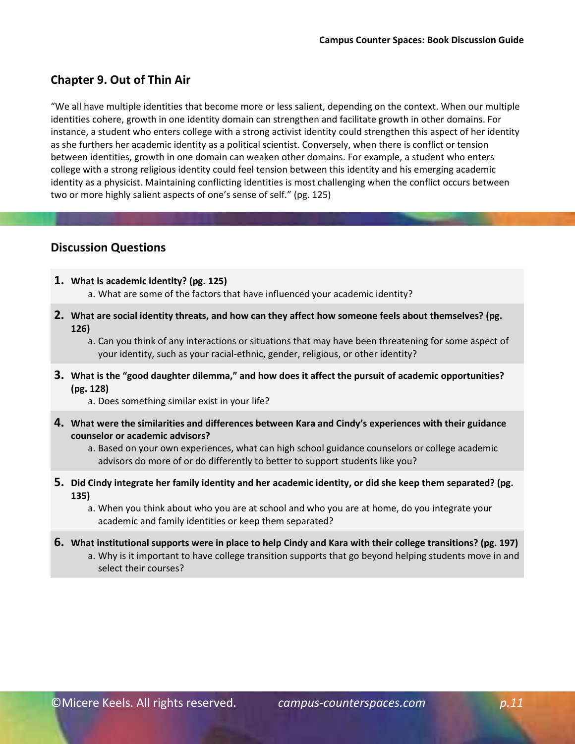## Chapter 9. Out of Thin Air

"We all have multiple identities that become more or less salient, depending on the context. When our multiple identities cohere, growth in one identity domain can strengthen and facilitate growth in other domains. For instance, a student who enters college with a strong activist identity could strengthen this aspect of her identity as she furthers her academic identity as a political scientist. Conversely, when there is conflict or tension between identities, growth in one domain can weaken other domains. For example, a student who enters college with a strong religious identity could feel tension between this identity and his emerging academic identity as a physicist. Maintaining conflicting identities is most challenging when the conflict occurs between two or more highly salient aspects of one's sense of self." (pg. 125)

## Discussion Questions

1. **What is academic identity? (pg. 125)**
   a. What are some of the factors that have influenced your academic identity?
2. **What are social identity threats, and how can they affect how someone feels about themselves? (pg. 126)**
   a. Can you think of any interactions or situations that may have been threatening for some aspect of your identity, such as your racial-ethnic, gender, religious, or other identity?
3. **What is the "good daughter dilemma," and how does it affect the pursuit of academic opportunities? (pg. 128)**
   a. Does something similar exist in your life?
4. **What were the similarities and differences between Kara and Cindy's experiences with their guidance counselor or academic advisors?**
   a. Based on your own experiences, what can high school guidance counselors or college academic advisors do more of or do differently to better to support students like you?
5. **Did Cindy integrate her family identity and her academic identity, or did she keep them separated? (pg. 135)**
   a. When you think about who you are at school and who you are at home, do you integrate your academic and family identities or keep them separated?
6. **What institutional supports were in place to help Cindy and Kara with their college transitions? (pg. 197)**
   a. Why is it important to have college transition supports that go beyond helping students move in and select their courses?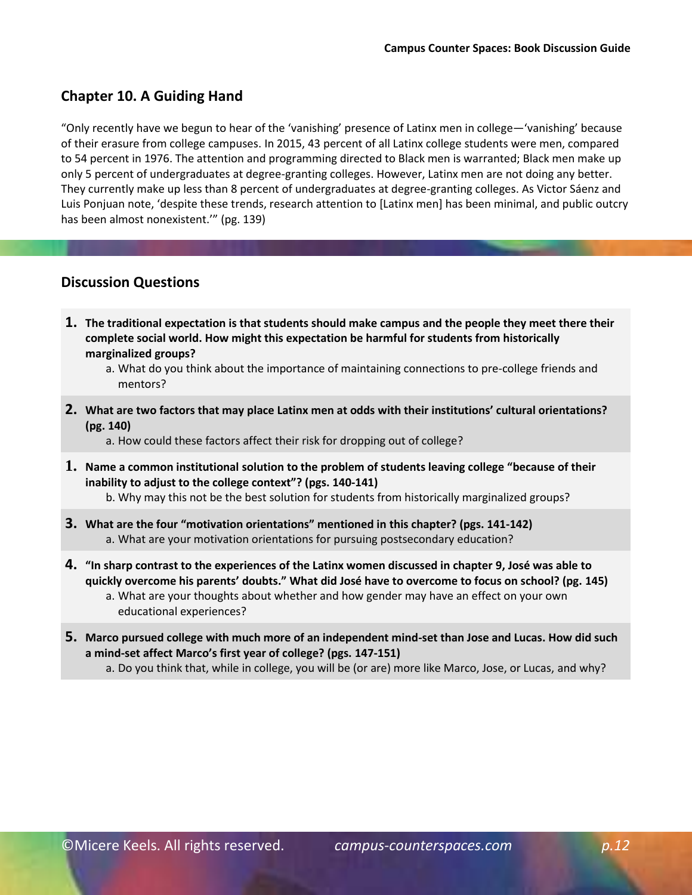## Chapter 10. A Guiding Hand

"Only recently have we begun to hear of the 'vanishing' presence of Latinx men in college—'vanishing' because of their erasure from college campuses. In 2015, 43 percent of all Latinx college students were men, compared to 54 percent in 1976. The attention and programming directed to Black men is warranted; Black men make up only 5 percent of undergraduates at degree-granting colleges. However, Latinx men are not doing any better. They currently make up less than 8 percent of undergraduates at degree-granting colleges. As Victor Sáenz and Luis Ponjuan note, 'despite these trends, research attention to [Latinx men] has been minimal, and public outcry has been almost nonexistent.'" (pg. 139)

## Discussion Questions

1. **The traditional expectation is that students should make campus and the people they meet there their complete social world. How might this expectation be harmful for students from historically marginalized groups?**
   a. What do you think about the importance of maintaining connections to pre-college friends and mentors?

2. **What are two factors that may place Latinx men at odds with their institutions' cultural orientations? (pg. 140)**
   a. How could these factors affect their risk for dropping out of college?

1. **Name a common institutional solution to the problem of students leaving college "because of their inability to adjust to the college context"? (pgs. 140-141)**
   b. Why may this not be the best solution for students from historically marginalized groups?

3. **What are the four "motivation orientations" mentioned in this chapter? (pgs. 141-142)**
   a. What are your motivation orientations for pursuing postsecondary education?

4. **"In sharp contrast to the experiences of the Latinx women discussed in chapter 9, José was able to quickly overcome his parents' doubts." What did José have to overcome to focus on school? (pg. 145)**
   a. What are your thoughts about whether and how gender may have an effect on your own educational experiences?

5. **Marco pursued college with much more of an independent mind-set than Jose and Lucas. How did such a mind-set affect Marco's first year of college? (pgs. 147-151)**
   a. Do you think that, while in college, you will be (or are) more like Marco, Jose, or Lucas, and why?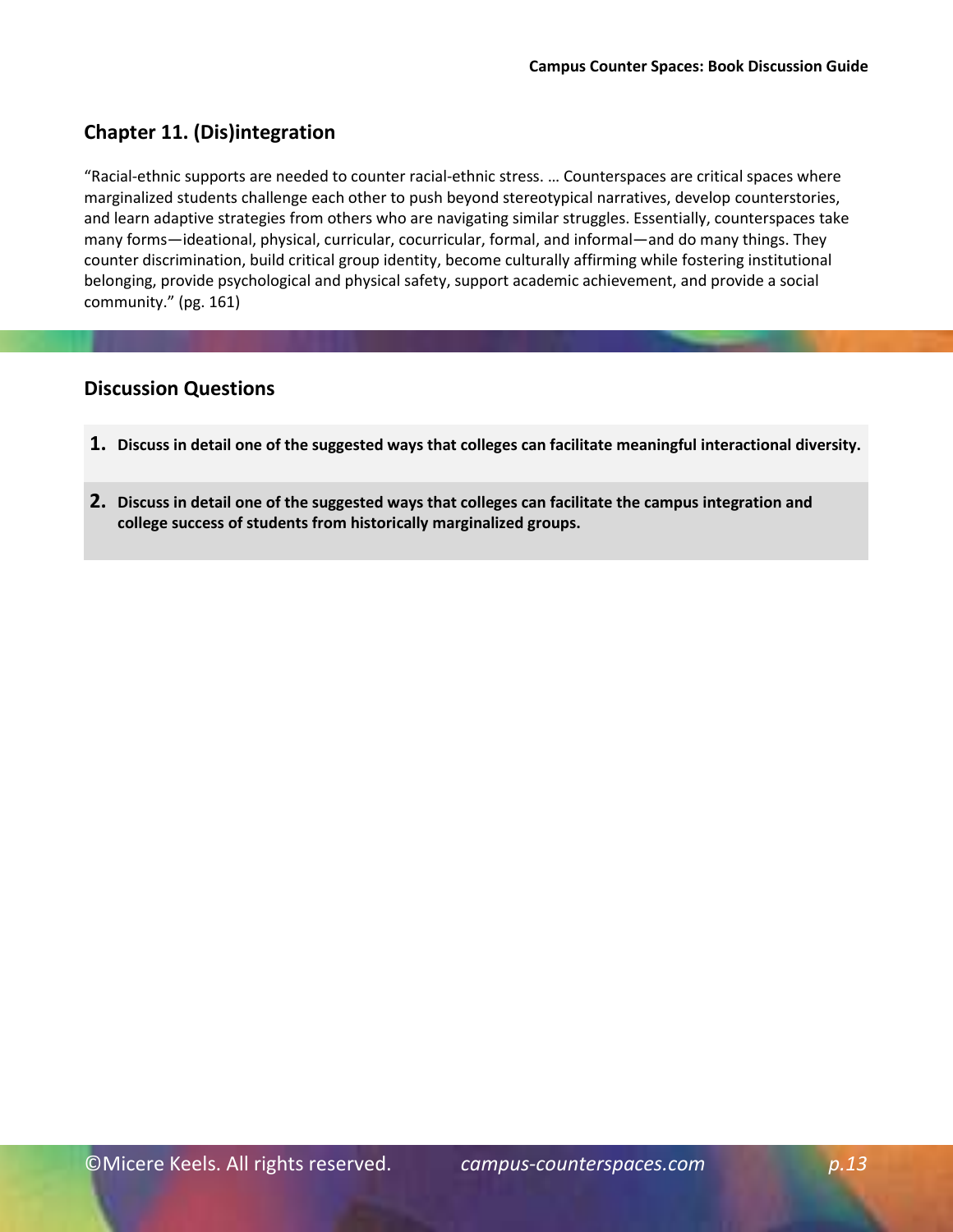## Chapter 11. (Dis)integration

"Racial-ethnic supports are needed to counter racial-ethnic stress. … Counterspaces are critical spaces where marginalized students challenge each other to push beyond stereotypical narratives, develop counterstories, and learn adaptive strategies from others who are navigating similar struggles. Essentially, counterspaces take many forms—ideational, physical, curricular, cocurricular, formal, and informal—and do many things. They counter discrimination, build critical group identity, become culturally affirming while fostering institutional belonging, provide psychological and physical safety, support academic achievement, and provide a social community." (pg. 161)

### Discussion Questions

1. **Discuss in detail one of the suggested ways that colleges can facilitate meaningful interactional diversity.**

2. **Discuss in detail one of the suggested ways that colleges can facilitate the campus integration and college success of students from historically marginalized groups.**